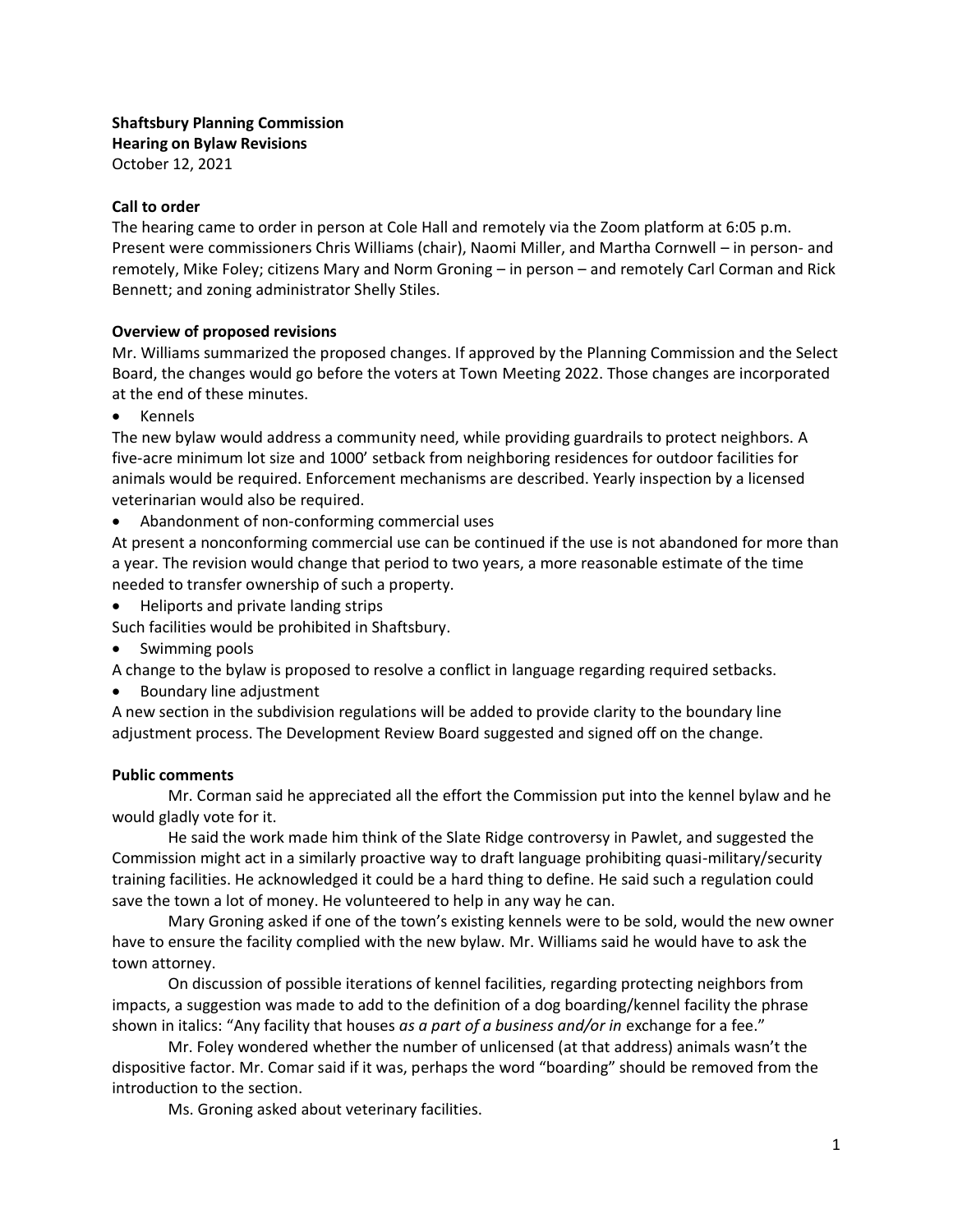**Shaftsbury Planning Commission**
**Hearing on Bylaw Revisions**
October 12, 2021

**Call to order**
The hearing came to order in person at Cole Hall and remotely via the Zoom platform at 6:05 p.m. Present were commissioners Chris Williams (chair), Naomi Miller, and Martha Cornwell – in person- and remotely, Mike Foley; citizens Mary and Norm Groning – in person – and remotely Carl Corman and Rick Bennett; and zoning administrator Shelly Stiles.

**Overview of proposed revisions**
Mr. Williams summarized the proposed changes. If approved by the Planning Commission and the Select Board, the changes would go before the voters at Town Meeting 2022. Those changes are incorporated at the end of these minutes.

- Kennels

The new bylaw would address a community need, while providing guardrails to protect neighbors. A five-acre minimum lot size and 1000' setback from neighboring residences for outdoor facilities for animals would be required. Enforcement mechanisms are described. Yearly inspection by a licensed veterinarian would also be required.

- Abandonment of non-conforming commercial uses

At present a nonconforming commercial use can be continued if the use is not abandoned for more than a year. The revision would change that period to two years, a more reasonable estimate of the time needed to transfer ownership of such a property.

- Heliports and private landing strips

Such facilities would be prohibited in Shaftsbury.

- Swimming pools

A change to the bylaw is proposed to resolve a conflict in language regarding required setbacks.

- Boundary line adjustment

A new section in the subdivision regulations will be added to provide clarity to the boundary line adjustment process. The Development Review Board suggested and signed off on the change.

**Public comments**

Mr. Corman said he appreciated all the effort the Commission put into the kennel bylaw and he would gladly vote for it.

He said the work made him think of the Slate Ridge controversy in Pawlet, and suggested the Commission might act in a similarly proactive way to draft language prohibiting quasi-military/security training facilities. He acknowledged it could be a hard thing to define. He said such a regulation could save the town a lot of money. He volunteered to help in any way he can.

Mary Groning asked if one of the town's existing kennels were to be sold, would the new owner have to ensure the facility complied with the new bylaw. Mr. Williams said he would have to ask the town attorney.

On discussion of possible iterations of kennel facilities, regarding protecting neighbors from impacts, a suggestion was made to add to the definition of a dog boarding/kennel facility the phrase shown in italics: "Any facility that houses *as a part of a business and/or in* exchange for a fee."

Mr. Foley wondered whether the number of unlicensed (at that address) animals wasn't the dispositive factor. Mr. Comar said if it was, perhaps the word "boarding" should be removed from the introduction to the section.

Ms. Groning asked about veterinary facilities.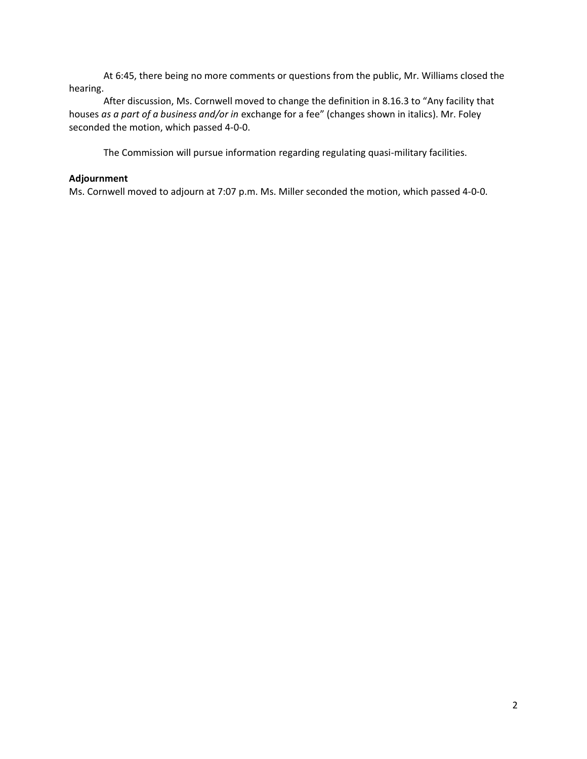At 6:45, there being no more comments or questions from the public, Mr. Williams closed the hearing.

After discussion, Ms. Cornwell moved to change the definition in 8.16.3 to "Any facility that houses *as a part of a business and/or in* exchange for a fee" (changes shown in italics). Mr. Foley seconded the motion, which passed 4-0-0.

The Commission will pursue information regarding regulating quasi-military facilities.

**Adjournment**

Ms. Cornwell moved to adjourn at 7:07 p.m. Ms. Miller seconded the motion, which passed 4-0-0.